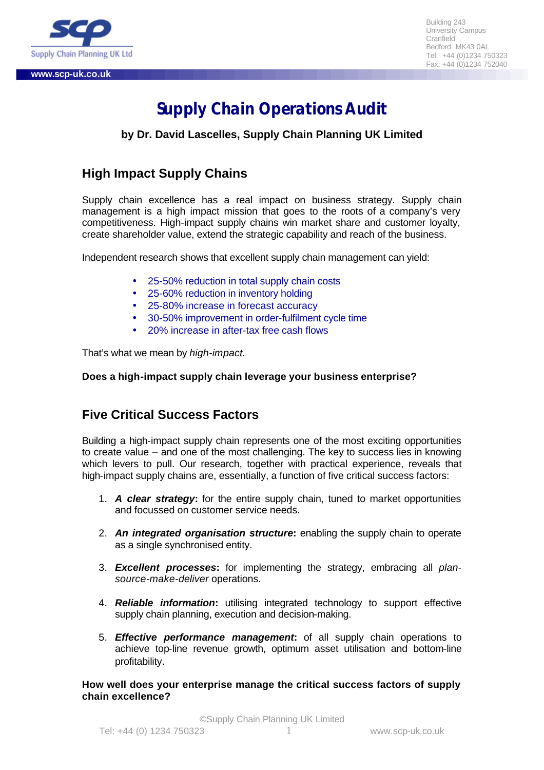Building 243
University Campus
Cranfield
Bedford MK43 0AL
Tel: +44 (0)1234 750323
Fax: +44 (0)1234 752040

www.scp-uk.co.uk

# Supply Chain Operations Audit

**by Dr. David Lascelles, Supply Chain Planning UK Limited**

## High Impact Supply Chains

Supply chain excellence has a real impact on business strategy. Supply chain management is a high impact mission that goes to the roots of a company's very competitiveness. High-impact supply chains win market share and customer loyalty, create shareholder value, extend the strategic capability and reach of the business.

Independent research shows that excellent supply chain management can yield:

- 25-50% reduction in total supply chain costs
- 25-60% reduction in inventory holding
- 25-80% increase in forecast accuracy
- 30-50% improvement in order-fulfilment cycle time
- 20% increase in after-tax free cash flows

That's what we mean by *high-impact.*

**Does a high-impact supply chain leverage your business enterprise?**

## Five Critical Success Factors

Building a high-impact supply chain represents one of the most exciting opportunities to create value – and one of the most challenging. The key to success lies in knowing which levers to pull. Our research, together with practical experience, reveals that high-impact supply chains are, essentially, a function of five critical success factors:

1. ***A clear strategy*****:** for the entire supply chain, tuned to market opportunities and focussed on customer service needs.

2. ***An integrated organisation structure*****:** enabling the supply chain to operate as a single synchronised entity.

3. ***Excellent processes*****:** for implementing the strategy, embracing all *plan-source-make-deliver* operations.

4. ***Reliable information*****:** utilising integrated technology to support effective supply chain planning, execution and decision-making.

5. ***Effective performance management*****:** of all supply chain operations to achieve top-line revenue growth, optimum asset utilisation and bottom-line profitability.

**How well does your enterprise manage the critical success factors of supply chain excellence?**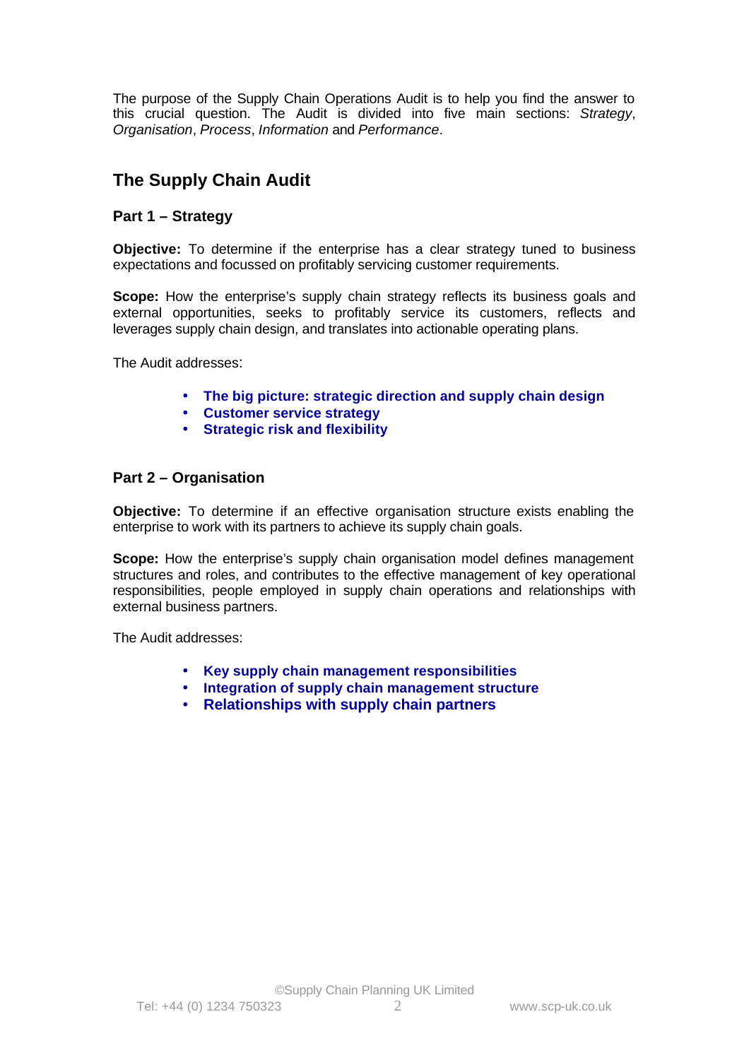The purpose of the Supply Chain Operations Audit is to help you find the answer to this crucial question. The Audit is divided into five main sections: *Strategy*, *Organisation*, *Process*, *Information* and *Performance*.

## The Supply Chain Audit

### Part 1 – Strategy

**Objective:** To determine if the enterprise has a clear strategy tuned to business expectations and focussed on profitably servicing customer requirements.

**Scope:** How the enterprise's supply chain strategy reflects its business goals and external opportunities, seeks to profitably service its customers, reflects and leverages supply chain design, and translates into actionable operating plans.

The Audit addresses:

- **The big picture: strategic direction and supply chain design**
- **Customer service strategy**
- **Strategic risk and flexibility**

### Part 2 – Organisation

**Objective:** To determine if an effective organisation structure exists enabling the enterprise to work with its partners to achieve its supply chain goals.

**Scope:** How the enterprise's supply chain organisation model defines management structures and roles, and contributes to the effective management of key operational responsibilities, people employed in supply chain operations and relationships with external business partners.

The Audit addresses:

- **Key supply chain management responsibilities**
- **Integration of supply chain management structure**
- **Relationships with supply chain partners**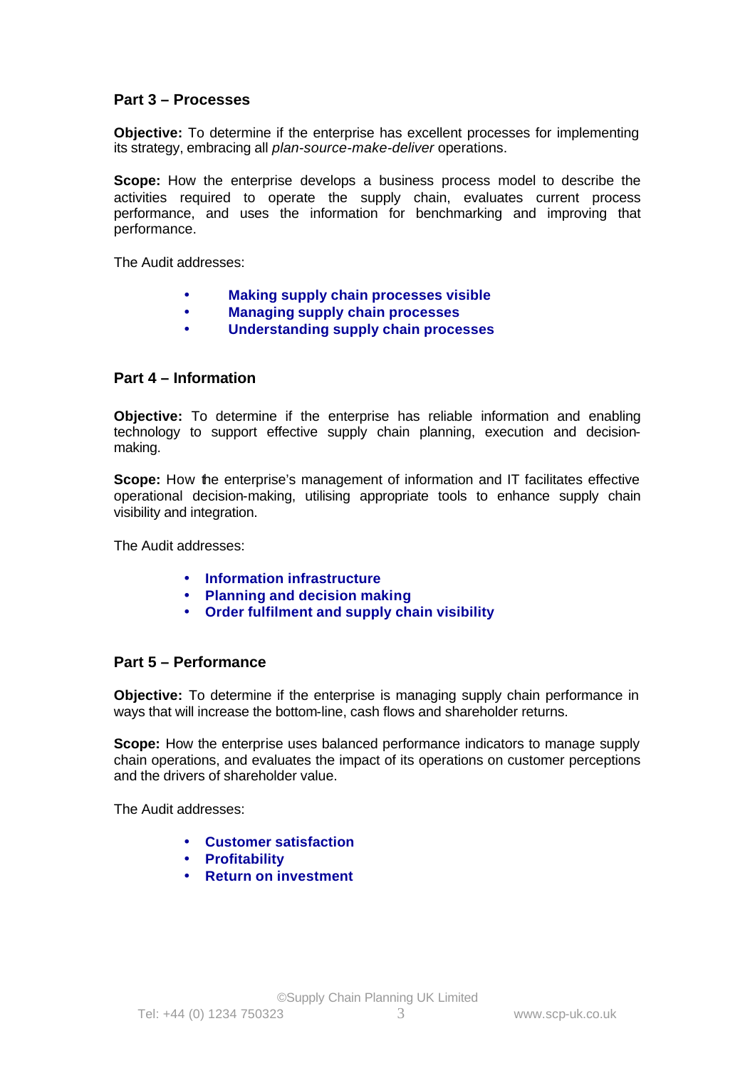## Part 3 – Processes

**Objective:** To determine if the enterprise has excellent processes for implementing its strategy, embracing all *plan-source-make-deliver* operations.

**Scope:** How the enterprise develops a business process model to describe the activities required to operate the supply chain, evaluates current process performance, and uses the information for benchmarking and improving that performance.

The Audit addresses:

- **Making supply chain processes visible**
- **Managing supply chain processes**
- **Understanding supply chain processes**

## Part 4 – Information

**Objective:** To determine if the enterprise has reliable information and enabling technology to support effective supply chain planning, execution and decision-making.

**Scope:** How the enterprise's management of information and IT facilitates effective operational decision-making, utilising appropriate tools to enhance supply chain visibility and integration.

The Audit addresses:

- **Information infrastructure**
- **Planning and decision making**
- **Order fulfilment and supply chain visibility**

## Part 5 – Performance

**Objective:** To determine if the enterprise is managing supply chain performance in ways that will increase the bottom-line, cash flows and shareholder returns.

**Scope:** How the enterprise uses balanced performance indicators to manage supply chain operations, and evaluates the impact of its operations on customer perceptions and the drivers of shareholder value.

The Audit addresses:

- **Customer satisfaction**
- **Profitability**
- **Return on investment**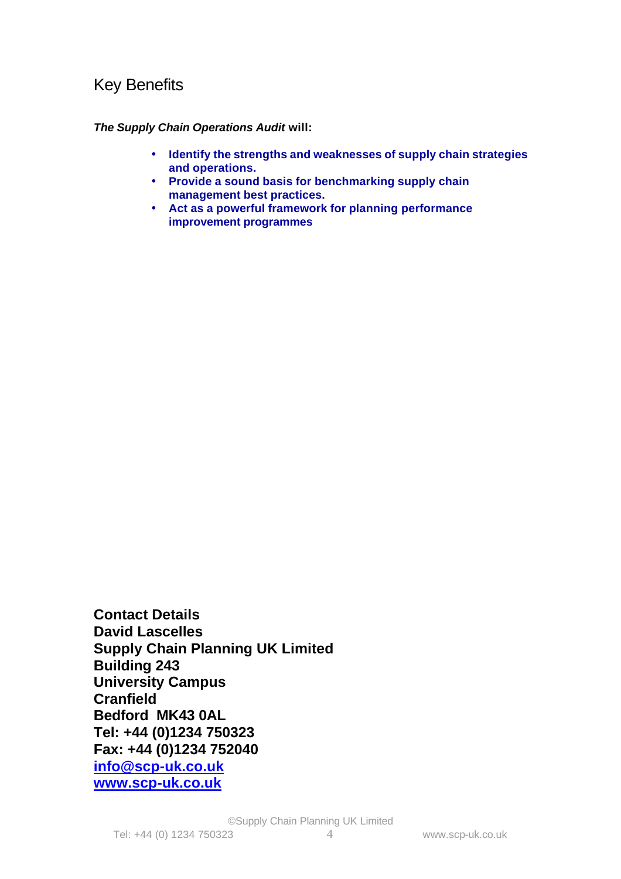## Key Benefits

***The Supply Chain Operations Audit* will:**

- **Identify the strengths and weaknesses of supply chain strategies and operations.**
- **Provide a sound basis for benchmarking supply chain management best practices.**
- **Act as a powerful framework for planning performance improvement programmes**

**Contact Details**
**David Lascelles**
**Supply Chain Planning UK Limited**
**Building 243**
**University Campus**
**Cranfield**
**Bedford MK43 0AL**
**Tel: +44 (0)1234 750323**
**Fax: +44 (0)1234 752040**
**info@scp-uk.co.uk**
**www.scp-uk.co.uk**